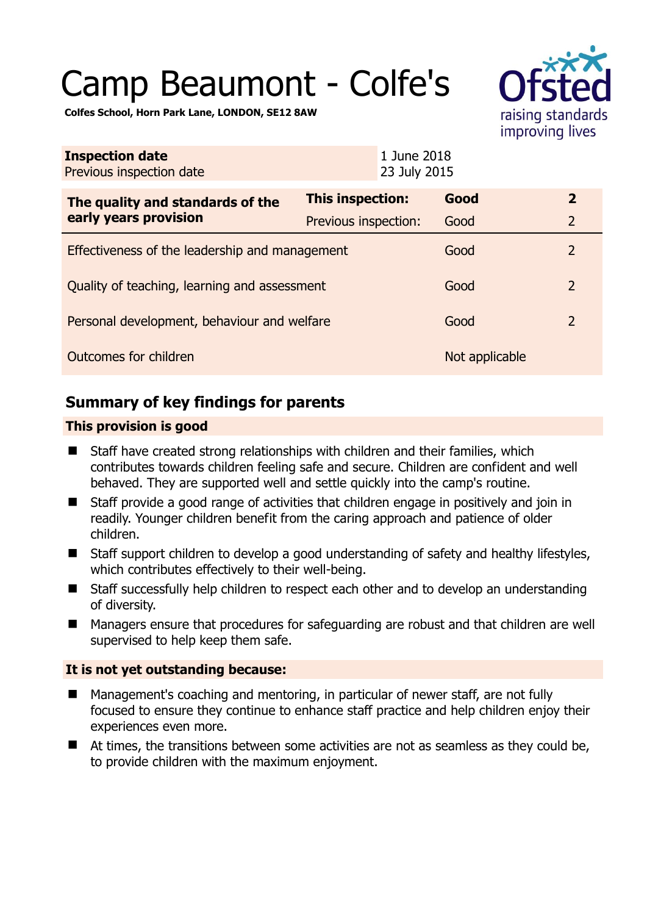# Camp Beaumont - Colfe's

**Colfes School, Horn Park Lane, LONDON, SE12 8AW**

| **Inspection date** | 1 June 2018 |
|---|---|
| Previous inspection date | 23 July 2015 |

| **The quality and standards of the early years provision** | **This inspection:** | **Good** | **2** |
|---|---|---|---|
| | Previous inspection: | Good | 2 |
| Effectiveness of the leadership and management | | Good | 2 |
| Quality of teaching, learning and assessment | | Good | 2 |
| Personal development, behaviour and welfare | | Good | 2 |
| Outcomes for children | | Not applicable | |

## Summary of key findings for parents

### This provision is good

- Staff have created strong relationships with children and their families, which contributes towards children feeling safe and secure. Children are confident and well behaved. They are supported well and settle quickly into the camp's routine.
- Staff provide a good range of activities that children engage in positively and join in readily. Younger children benefit from the caring approach and patience of older children.
- Staff support children to develop a good understanding of safety and healthy lifestyles, which contributes effectively to their well-being.
- Staff successfully help children to respect each other and to develop an understanding of diversity.
- Managers ensure that procedures for safeguarding are robust and that children are well supervised to help keep them safe.

### It is not yet outstanding because:

- Management's coaching and mentoring, in particular of newer staff, are not fully focused to ensure they continue to enhance staff practice and help children enjoy their experiences even more.
- At times, the transitions between some activities are not as seamless as they could be, to provide children with the maximum enjoyment.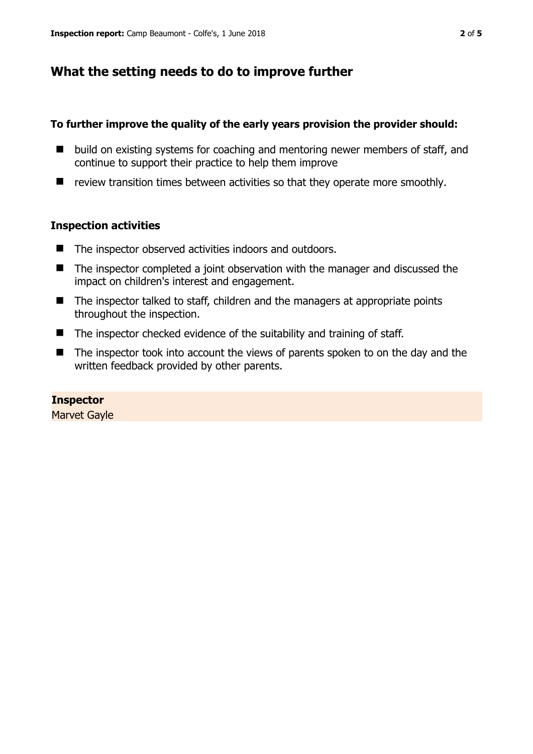## What the setting needs to do to improve further

**To further improve the quality of the early years provision the provider should:**

- build on existing systems for coaching and mentoring newer members of staff, and continue to support their practice to help them improve
- review transition times between activities so that they operate more smoothly.

### Inspection activities

- The inspector observed activities indoors and outdoors.
- The inspector completed a joint observation with the manager and discussed the impact on children's interest and engagement.
- The inspector talked to staff, children and the managers at appropriate points throughout the inspection.
- The inspector checked evidence of the suitability and training of staff.
- The inspector took into account the views of parents spoken to on the day and the written feedback provided by other parents.

**Inspector**
Marvet Gayle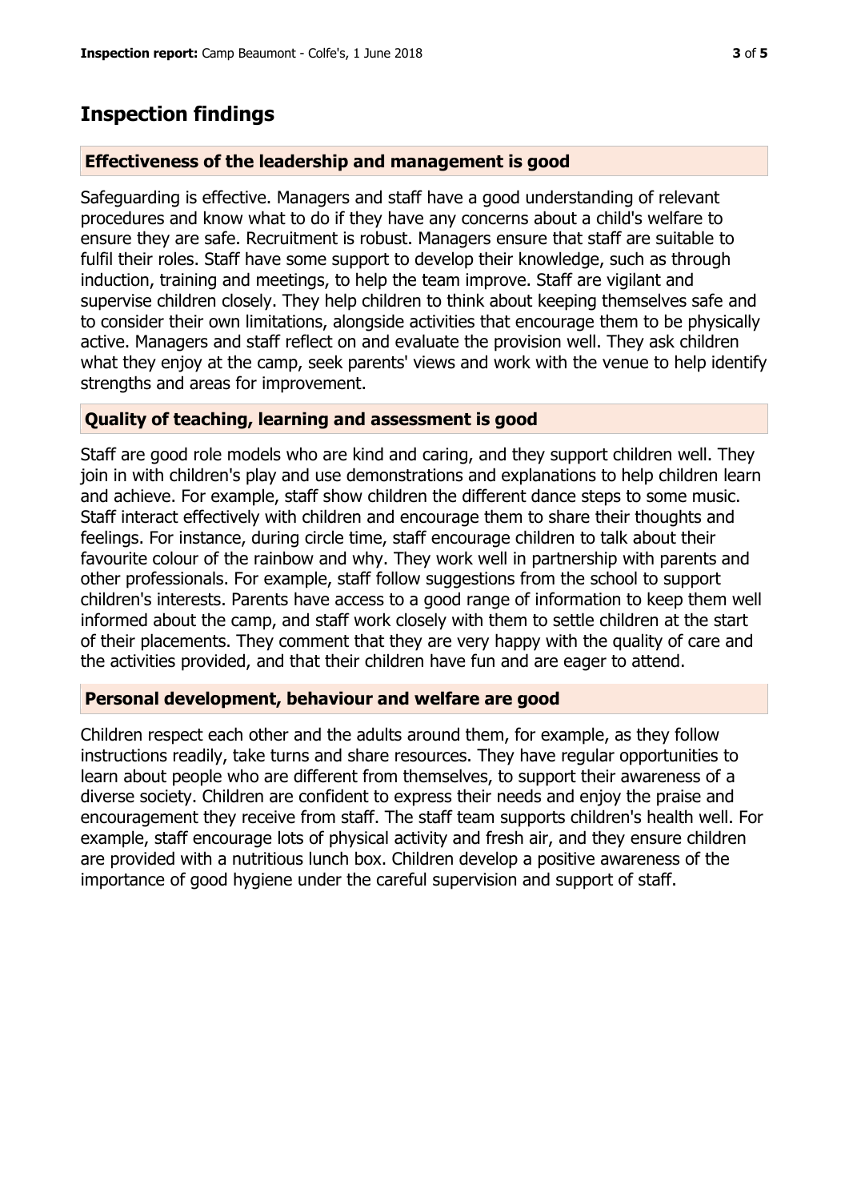## Inspection findings

### Effectiveness of the leadership and management is good

Safeguarding is effective. Managers and staff have a good understanding of relevant procedures and know what to do if they have any concerns about a child's welfare to ensure they are safe. Recruitment is robust. Managers ensure that staff are suitable to fulfil their roles. Staff have some support to develop their knowledge, such as through induction, training and meetings, to help the team improve. Staff are vigilant and supervise children closely. They help children to think about keeping themselves safe and to consider their own limitations, alongside activities that encourage them to be physically active. Managers and staff reflect on and evaluate the provision well. They ask children what they enjoy at the camp, seek parents' views and work with the venue to help identify strengths and areas for improvement.

### Quality of teaching, learning and assessment is good

Staff are good role models who are kind and caring, and they support children well. They join in with children's play and use demonstrations and explanations to help children learn and achieve. For example, staff show children the different dance steps to some music. Staff interact effectively with children and encourage them to share their thoughts and feelings. For instance, during circle time, staff encourage children to talk about their favourite colour of the rainbow and why. They work well in partnership with parents and other professionals. For example, staff follow suggestions from the school to support children's interests. Parents have access to a good range of information to keep them well informed about the camp, and staff work closely with them to settle children at the start of their placements. They comment that they are very happy with the quality of care and the activities provided, and that their children have fun and are eager to attend.

### Personal development, behaviour and welfare are good

Children respect each other and the adults around them, for example, as they follow instructions readily, take turns and share resources. They have regular opportunities to learn about people who are different from themselves, to support their awareness of a diverse society. Children are confident to express their needs and enjoy the praise and encouragement they receive from staff. The staff team supports children's health well. For example, staff encourage lots of physical activity and fresh air, and they ensure children are provided with a nutritious lunch box. Children develop a positive awareness of the importance of good hygiene under the careful supervision and support of staff.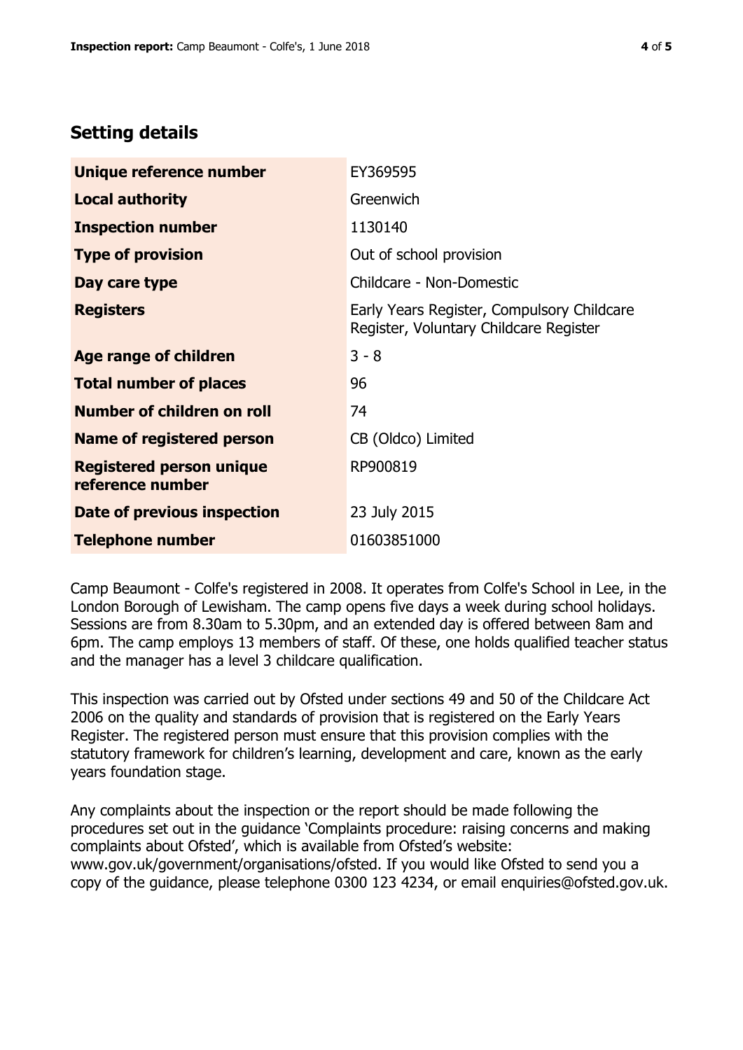## Setting details

| | |
|---|---|
| **Unique reference number** | EY369595 |
| **Local authority** | Greenwich |
| **Inspection number** | 1130140 |
| **Type of provision** | Out of school provision |
| **Day care type** | Childcare - Non-Domestic |
| **Registers** | Early Years Register, Compulsory Childcare Register, Voluntary Childcare Register |
| **Age range of children** | 3 - 8 |
| **Total number of places** | 96 |
| **Number of children on roll** | 74 |
| **Name of registered person** | CB (Oldco) Limited |
| **Registered person unique reference number** | RP900819 |
| **Date of previous inspection** | 23 July 2015 |
| **Telephone number** | 01603851000 |

Camp Beaumont - Colfe's registered in 2008. It operates from Colfe's School in Lee, in the London Borough of Lewisham. The camp opens five days a week during school holidays. Sessions are from 8.30am to 5.30pm, and an extended day is offered between 8am and 6pm. The camp employs 13 members of staff. Of these, one holds qualified teacher status and the manager has a level 3 childcare qualification.

This inspection was carried out by Ofsted under sections 49 and 50 of the Childcare Act 2006 on the quality and standards of provision that is registered on the Early Years Register. The registered person must ensure that this provision complies with the statutory framework for children's learning, development and care, known as the early years foundation stage.

Any complaints about the inspection or the report should be made following the procedures set out in the guidance 'Complaints procedure: raising concerns and making complaints about Ofsted', which is available from Ofsted's website: www.gov.uk/government/organisations/ofsted. If you would like Ofsted to send you a copy of the guidance, please telephone 0300 123 4234, or email enquiries@ofsted.gov.uk.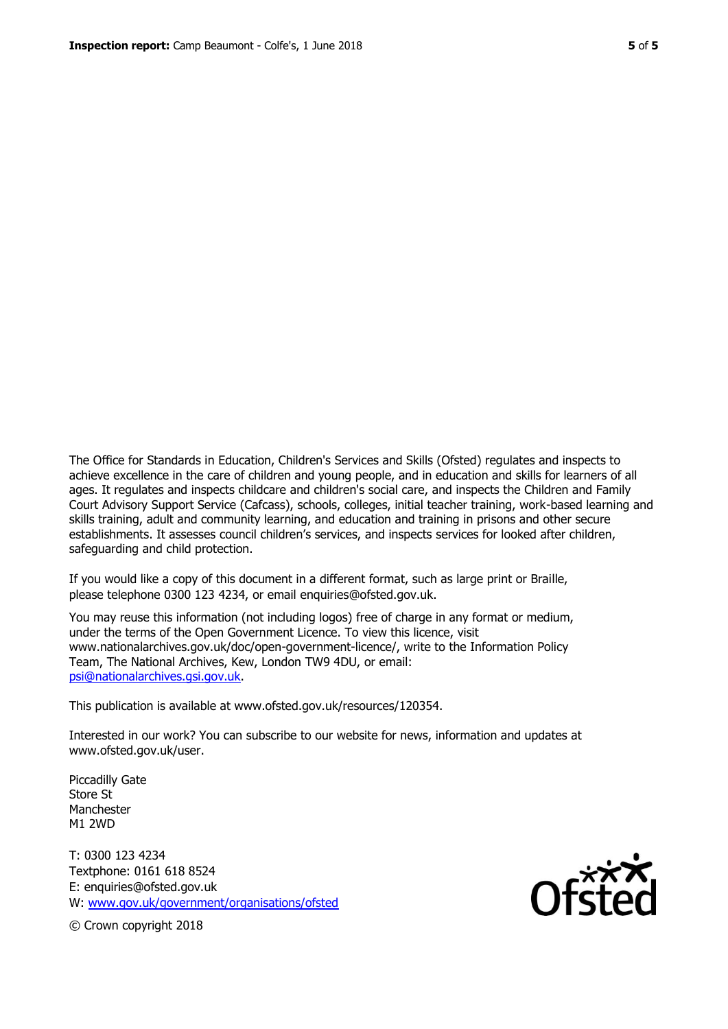The Office for Standards in Education, Children's Services and Skills (Ofsted) regulates and inspects to achieve excellence in the care of children and young people, and in education and skills for learners of all ages. It regulates and inspects childcare and children's social care, and inspects the Children and Family Court Advisory Support Service (Cafcass), schools, colleges, initial teacher training, work-based learning and skills training, adult and community learning, and education and training in prisons and other secure establishments. It assesses council children's services, and inspects services for looked after children, safeguarding and child protection.

If you would like a copy of this document in a different format, such as large print or Braille, please telephone 0300 123 4234, or email enquiries@ofsted.gov.uk.

You may reuse this information (not including logos) free of charge in any format or medium, under the terms of the Open Government Licence. To view this licence, visit www.nationalarchives.gov.uk/doc/open-government-licence/, write to the Information Policy Team, The National Archives, Kew, London TW9 4DU, or email: psi@nationalarchives.gsi.gov.uk.

This publication is available at www.ofsted.gov.uk/resources/120354.

Interested in our work? You can subscribe to our website for news, information and updates at www.ofsted.gov.uk/user.

Piccadilly Gate
Store St
Manchester
M1 2WD

T: 0300 123 4234
Textphone: 0161 618 8524
E: enquiries@ofsted.gov.uk
W: www.gov.uk/government/organisations/ofsted

© Crown copyright 2018